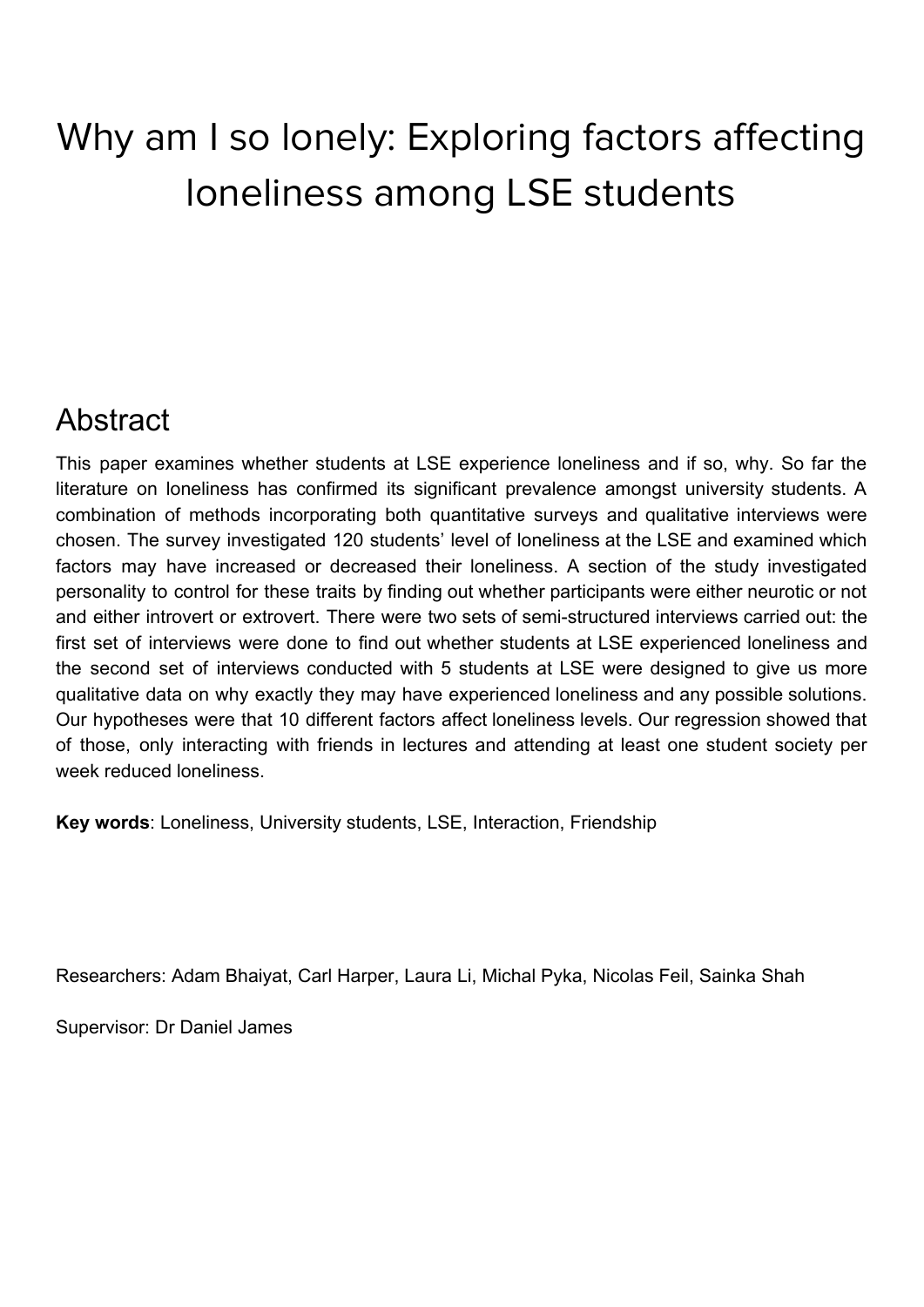# Why am I so lonely: Exploring factors affecting loneliness among LSE students

## Abstract

This paper examines whether students at LSE experience loneliness and if so, why. So far the literature on loneliness has confirmed its significant prevalence amongst university students. A combination of methods incorporating both quantitative surveys and qualitative interviews were chosen. The survey investigated 120 students' level of loneliness at the LSE and examined which factors may have increased or decreased their loneliness. A section of the study investigated personality to control for these traits by finding out whether participants were either neurotic or not and either introvert or extrovert. There were two sets of semi-structured interviews carried out: the first set of interviews were done to find out whether students at LSE experienced loneliness and the second set of interviews conducted with 5 students at LSE were designed to give us more qualitative data on why exactly they may have experienced loneliness and any possible solutions. Our hypotheses were that 10 different factors affect loneliness levels. Our regression showed that of those, only interacting with friends in lectures and attending at least one student society per week reduced loneliness.

**Key words**: Loneliness, University students, LSE, Interaction, Friendship

Researchers: Adam Bhaiyat, Carl Harper, Laura Li, Michal Pyka, Nicolas Feil, Sainka Shah

Supervisor: Dr Daniel James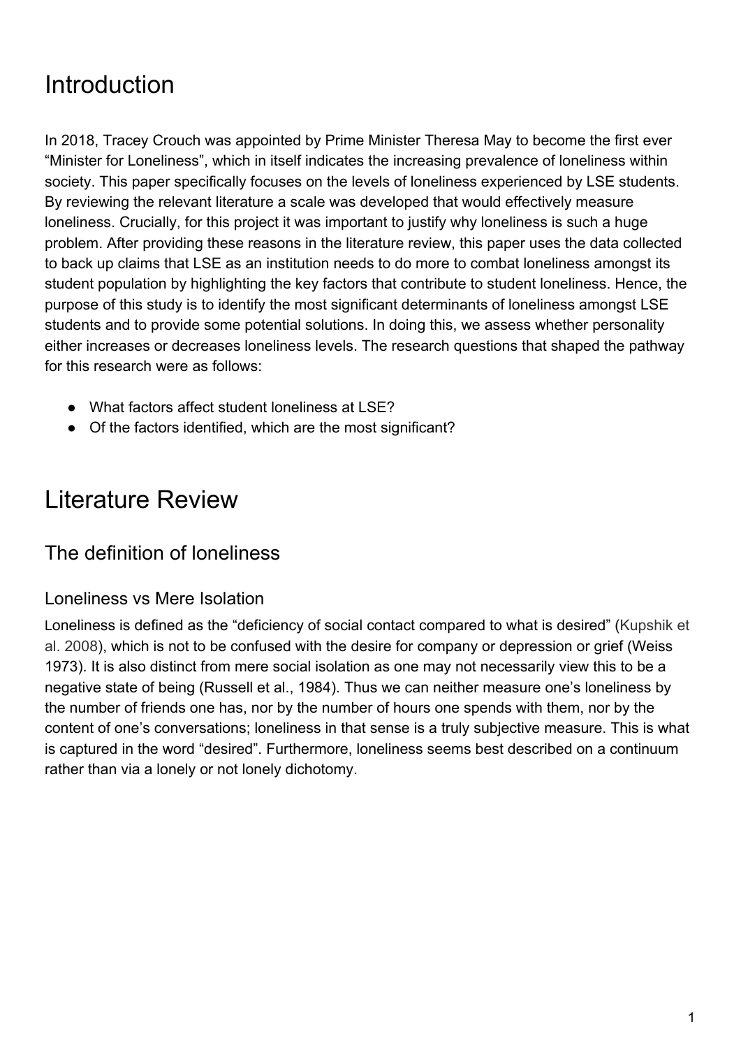# Introduction

In 2018, Tracey Crouch was appointed by Prime Minister Theresa May to become the first ever "Minister for Loneliness", which in itself indicates the increasing prevalence of loneliness within society. This paper specifically focuses on the levels of loneliness experienced by LSE students. By reviewing the relevant literature a scale was developed that would effectively measure loneliness. Crucially, for this project it was important to justify why loneliness is such a huge problem. After providing these reasons in the literature review, this paper uses the data collected to back up claims that LSE as an institution needs to do more to combat loneliness amongst its student population by highlighting the key factors that contribute to student loneliness. Hence, the purpose of this study is to identify the most significant determinants of loneliness amongst LSE students and to provide some potential solutions. In doing this, we assess whether personality either increases or decreases loneliness levels. The research questions that shaped the pathway for this research were as follows:

- What factors affect student loneliness at LSE?
- Of the factors identified, which are the most significant?

# Literature Review

## The definition of loneliness

### Loneliness vs Mere Isolation

Loneliness is defined as the "deficiency of social contact compared to what is desired" (Kupshik et al. 2008), which is not to be confused with the desire for company or depression or grief (Weiss 1973). It is also distinct from mere social isolation as one may not necessarily view this to be a negative state of being (Russell et al., 1984). Thus we can neither measure one's loneliness by the number of friends one has, nor by the number of hours one spends with them, nor by the content of one's conversations; loneliness in that sense is a truly subjective measure. This is what is captured in the word "desired". Furthermore, loneliness seems best described on a continuum rather than via a lonely or not lonely dichotomy.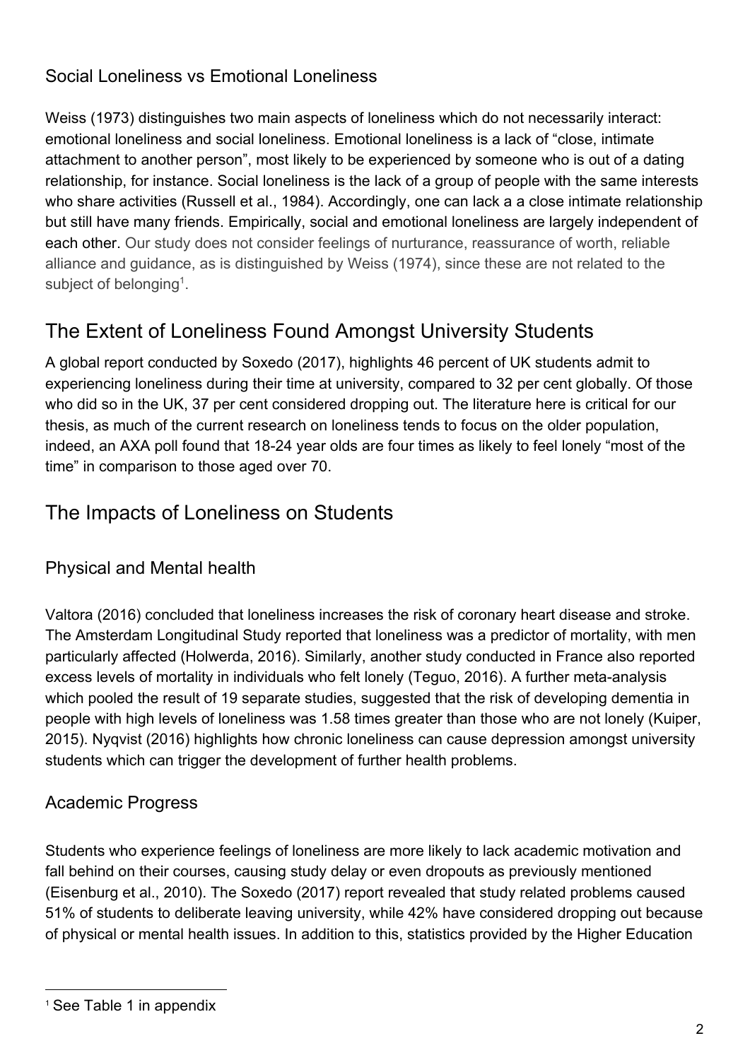### Social Loneliness vs Emotional Loneliness

Weiss (1973) distinguishes two main aspects of loneliness which do not necessarily interact: emotional loneliness and social loneliness. Emotional loneliness is a lack of "close, intimate attachment to another person", most likely to be experienced by someone who is out of a dating relationship, for instance. Social loneliness is the lack of a group of people with the same interests who share activities (Russell et al., 1984). Accordingly, one can lack a a close intimate relationship but still have many friends. Empirically, social and emotional loneliness are largely independent of each other. Our study does not consider feelings of nurturance, reassurance of worth, reliable alliance and guidance, as is distinguished by Weiss (1974), since these are not related to the subject of belonging[1].

## The Extent of Loneliness Found Amongst University Students

A global report conducted by Soxedo (2017), highlights 46 percent of UK students admit to experiencing loneliness during their time at university, compared to 32 per cent globally. Of those who did so in the UK, 37 per cent considered dropping out. The literature here is critical for our thesis, as much of the current research on loneliness tends to focus on the older population, indeed, an AXA poll found that 18-24 year olds are four times as likely to feel lonely "most of the time" in comparison to those aged over 70.

## The Impacts of Loneliness on Students

### Physical and Mental health

Valtora (2016) concluded that loneliness increases the risk of coronary heart disease and stroke. The Amsterdam Longitudinal Study reported that loneliness was a predictor of mortality, with men particularly affected (Holwerda, 2016). Similarly, another study conducted in France also reported excess levels of mortality in individuals who felt lonely (Teguo, 2016). A further meta-analysis which pooled the result of 19 separate studies, suggested that the risk of developing dementia in people with high levels of loneliness was 1.58 times greater than those who are not lonely (Kuiper, 2015). Nyqvist (2016) highlights how chronic loneliness can cause depression amongst university students which can trigger the development of further health problems.

### Academic Progress

Students who experience feelings of loneliness are more likely to lack academic motivation and fall behind on their courses, causing study delay or even dropouts as previously mentioned (Eisenburg et al., 2010). The Soxedo (2017) report revealed that study related problems caused 51% of students to deliberate leaving university, while 42% have considered dropping out because of physical or mental health issues. In addition to this, statistics provided by the Higher Education

[1] See Table 1 in appendix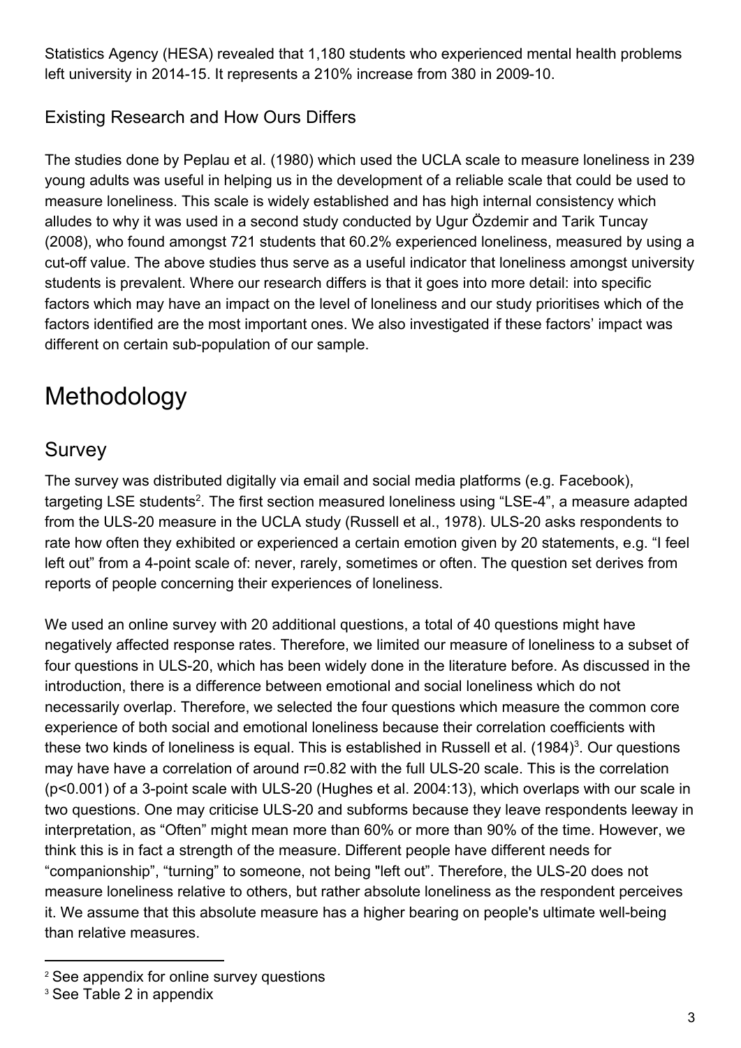Statistics Agency (HESA) revealed that 1,180 students who experienced mental health problems left university in 2014-15. It represents a 210% increase from 380 in 2009-10.

### Existing Research and How Ours Differs

The studies done by Peplau et al. (1980) which used the UCLA scale to measure loneliness in 239 young adults was useful in helping us in the development of a reliable scale that could be used to measure loneliness. This scale is widely established and has high internal consistency which alludes to why it was used in a second study conducted by Ugur Özdemir and Tarik Tuncay (2008), who found amongst 721 students that 60.2% experienced loneliness, measured by using a cut-off value. The above studies thus serve as a useful indicator that loneliness amongst university students is prevalent. Where our research differs is that it goes into more detail: into specific factors which may have an impact on the level of loneliness and our study prioritises which of the factors identified are the most important ones. We also investigated if these factors' impact was different on certain sub-population of our sample.

# Methodology

## Survey

The survey was distributed digitally via email and social media platforms (e.g. Facebook), targeting LSE students[2]. The first section measured loneliness using "LSE-4", a measure adapted from the ULS-20 measure in the UCLA study (Russell et al., 1978). ULS-20 asks respondents to rate how often they exhibited or experienced a certain emotion given by 20 statements, e.g. "I feel left out" from a 4-point scale of: never, rarely, sometimes or often. The question set derives from reports of people concerning their experiences of loneliness.

We used an online survey with 20 additional questions, a total of 40 questions might have negatively affected response rates. Therefore, we limited our measure of loneliness to a subset of four questions in ULS-20, which has been widely done in the literature before. As discussed in the introduction, there is a difference between emotional and social loneliness which do not necessarily overlap. Therefore, we selected the four questions which measure the common core experience of both social and emotional loneliness because their correlation coefficients with these two kinds of loneliness is equal. This is established in Russell et al. (1984)[3]. Our questions may have have a correlation of around $r=0.82$ with the full ULS-20 scale. This is the correlation ($p<0.001$) of a 3-point scale with ULS-20 (Hughes et al. 2004:13), which overlaps with our scale in two questions. One may criticise ULS-20 and subforms because they leave respondents leeway in interpretation, as "Often" might mean more than 60% or more than 90% of the time. However, we think this is in fact a strength of the measure. Different people have different needs for "companionship", "turning" to someone, not being "left out". Therefore, the ULS-20 does not measure loneliness relative to others, but rather absolute loneliness as the respondent perceives it. We assume that this absolute measure has a higher bearing on people's ultimate well-being than relative measures.

[2] See appendix for online survey questions

[3] See Table 2 in appendix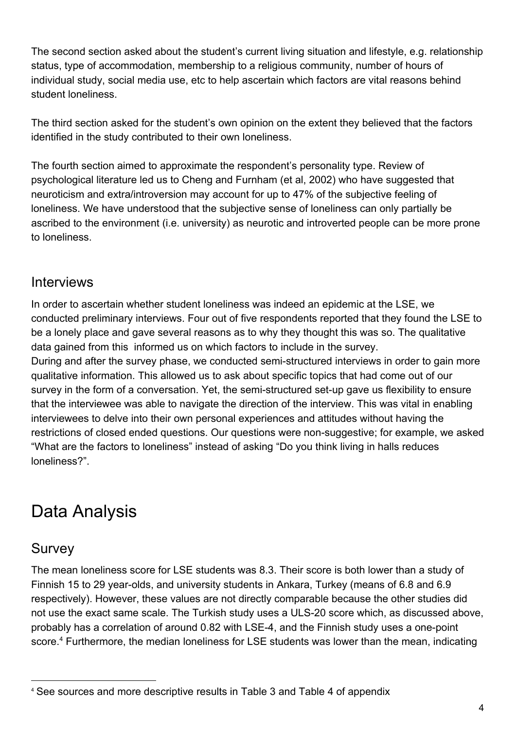The second section asked about the student's current living situation and lifestyle, e.g. relationship status, type of accommodation, membership to a religious community, number of hours of individual study, social media use, etc to help ascertain which factors are vital reasons behind student loneliness.

The third section asked for the student's own opinion on the extent they believed that the factors identified in the study contributed to their own loneliness.

The fourth section aimed to approximate the respondent's personality type. Review of psychological literature led us to Cheng and Furnham (et al, 2002) who have suggested that neuroticism and extra/introversion may account for up to 47% of the subjective feeling of loneliness. We have understood that the subjective sense of loneliness can only partially be ascribed to the environment (i.e. university) as neurotic and introverted people can be more prone to loneliness.

## Interviews

In order to ascertain whether student loneliness was indeed an epidemic at the LSE, we conducted preliminary interviews. Four out of five respondents reported that they found the LSE to be a lonely place and gave several reasons as to why they thought this was so. The qualitative data gained from this informed us on which factors to include in the survey.
During and after the survey phase, we conducted semi-structured interviews in order to gain more qualitative information. This allowed us to ask about specific topics that had come out of our survey in the form of a conversation. Yet, the semi-structured set-up gave us flexibility to ensure that the interviewee was able to navigate the direction of the interview. This was vital in enabling interviewees to delve into their own personal experiences and attitudes without having the restrictions of closed ended questions. Our questions were non-suggestive; for example, we asked "What are the factors to loneliness" instead of asking "Do you think living in halls reduces loneliness?".

# Data Analysis

## Survey

The mean loneliness score for LSE students was 8.3. Their score is both lower than a study of Finnish 15 to 29 year-olds, and university students in Ankara, Turkey (means of 6.8 and 6.9 respectively). However, these values are not directly comparable because the other studies did not use the exact same scale. The Turkish study uses a ULS-20 score which, as discussed above, probably has a correlation of around 0.82 with LSE-4, and the Finnish study uses a one-point score.[4] Furthermore, the median loneliness for LSE students was lower than the mean, indicating

[4] See sources and more descriptive results in Table 3 and Table 4 of appendix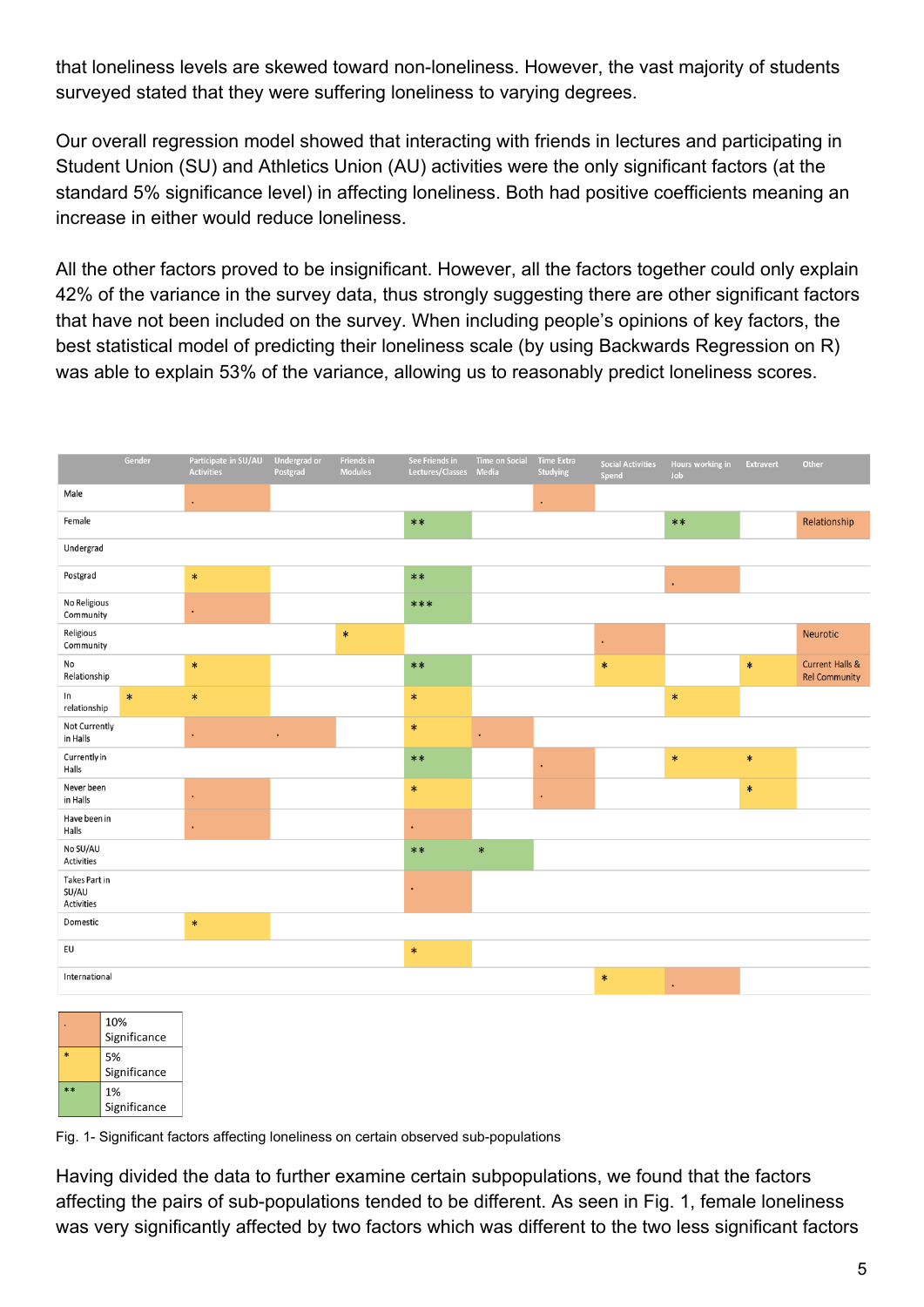that loneliness levels are skewed toward non-loneliness. However, the vast majority of students surveyed stated that they were suffering loneliness to varying degrees.

Our overall regression model showed that interacting with friends in lectures and participating in Student Union (SU) and Athletics Union (AU) activities were the only significant factors (at the standard 5% significance level) in affecting loneliness. Both had positive coefficients meaning an increase in either would reduce loneliness.

All the other factors proved to be insignificant. However, all the factors together could only explain 42% of the variance in the survey data, thus strongly suggesting there are other significant factors that have not been included on the survey. When including people's opinions of key factors, the best statistical model of predicting their loneliness scale (by using Backwards Regression on R) was able to explain 53% of the variance, allowing us to reasonably predict loneliness scores.

| | Gender | Participate in SU/AU Activities | Undergrad or Postgrad | Friends in Modules | See Friends in Lectures/Classes | Time on Social Media | Time Extra Studying | Social Activities Spend | Hours working in Job | Extravert | Other |
|---|---|---|---|---|---|---|---|---|---|---|---|
| Male | | . | | | | | . | | | | |
| Female | | | | | ** | | | | ** | | Relationship |
| Undergrad | | | | | | | | | | | |
| Postgrad | | * | | | ** | | | | . | | |
| No Religious Community | | . | | | *** | | | | | | |
| Religious Community | | | | * | | | | . | | | Neurotic |
| No Relationship | | * | | | ** | | | * | | * | Current Halls & Rel Community |
| In relationship | * | * | | | * | | | | * | | |
| Not Currently in Halls | | . | . | | * | . | | | | | |
| Currently in Halls | | | | | ** | | . | | * | * | |
| Never been in Halls | | . | | | * | | . | | | * | |
| Have been in Halls | | . | | | . | | | | | | |
| No SU/AU Activities | | | | | ** | * | | | | | |
| Takes Part in SU/AU Activities | | | | | . | | | | | | |
| Domestic | | * | | | | | | | | | |
| EU | | | | | * | | | | | | |
| International | | | | | | | | * | . | | |

| | |
|---|---|
| . | 10% Significance |
| * | 5% Significance |
| ** | 1% Significance |

Fig. 1- Significant factors affecting loneliness on certain observed sub-populations

Having divided the data to further examine certain subpopulations, we found that the factors affecting the pairs of sub-populations tended to be different. As seen in Fig. 1, female loneliness was very significantly affected by two factors which was different to the two less significant factors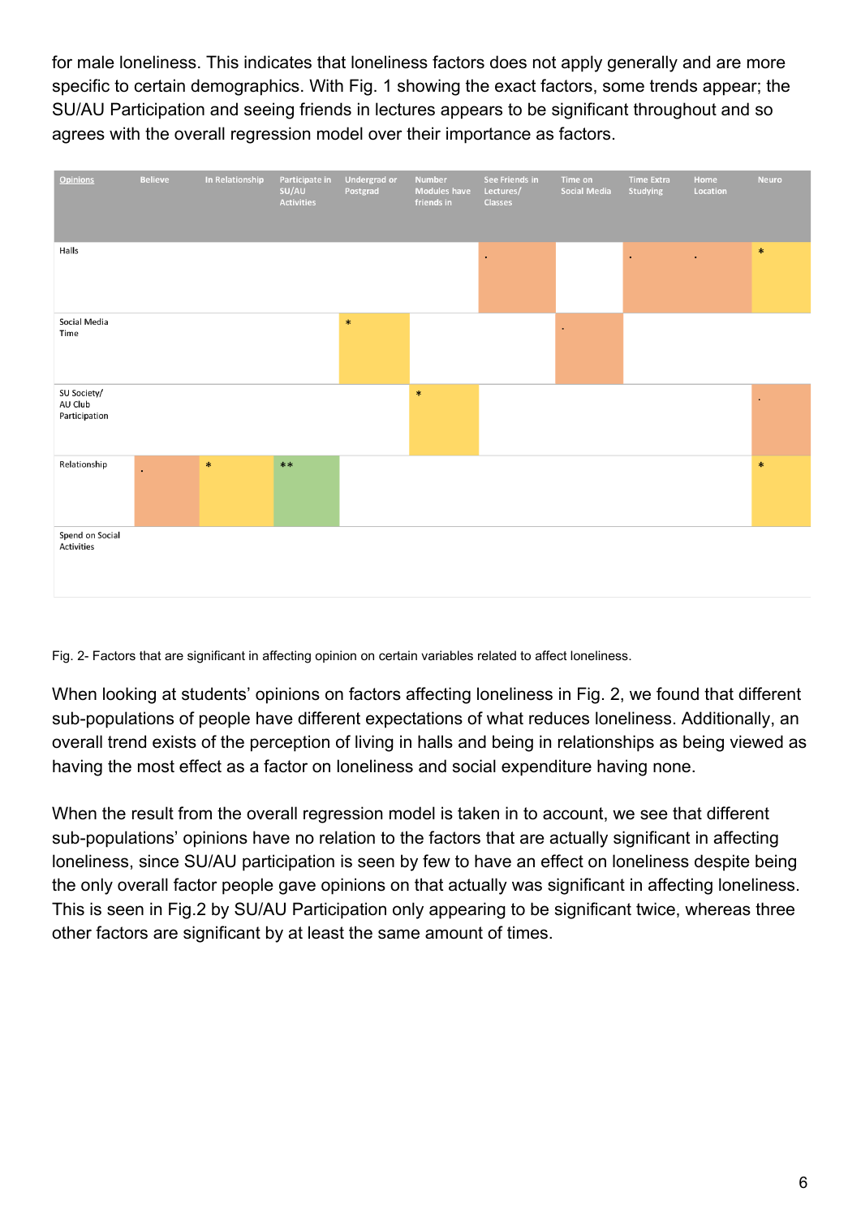for male loneliness. This indicates that loneliness factors does not apply generally and are more specific to certain demographics. With Fig. 1 showing the exact factors, some trends appear; the SU/AU Participation and seeing friends in lectures appears to be significant throughout and so agrees with the overall regression model over their importance as factors.

| Opinions | Believe | In Relationship | Participate in SU/AU Activities | Undergrad or Postgrad | Number Modules have friends in | See Friends in Lectures/ Classes | Time on Social Media | Time Extra Studying | Home Location | Neuro |
|---|---|---|---|---|---|---|---|---|---|---|
| Halls | | | | | | . | | . | . | * |
| Social Media Time | | | | * | | | . | | | |
| SU Society/ AU Club Participation | | | | | * | | | | | . |
| Relationship | . | * | ** | | | | | | | * |
| Spend on Social Activities | | | | | | | | | | |

Fig. 2- Factors that are significant in affecting opinion on certain variables related to affect loneliness.

When looking at students' opinions on factors affecting loneliness in Fig. 2, we found that different sub-populations of people have different expectations of what reduces loneliness. Additionally, an overall trend exists of the perception of living in halls and being in relationships as being viewed as having the most effect as a factor on loneliness and social expenditure having none.

When the result from the overall regression model is taken in to account, we see that different sub-populations' opinions have no relation to the factors that are actually significant in affecting loneliness, since SU/AU participation is seen by few to have an effect on loneliness despite being the only overall factor people gave opinions on that actually was significant in affecting loneliness. This is seen in Fig.2 by SU/AU Participation only appearing to be significant twice, whereas three other factors are significant by at least the same amount of times.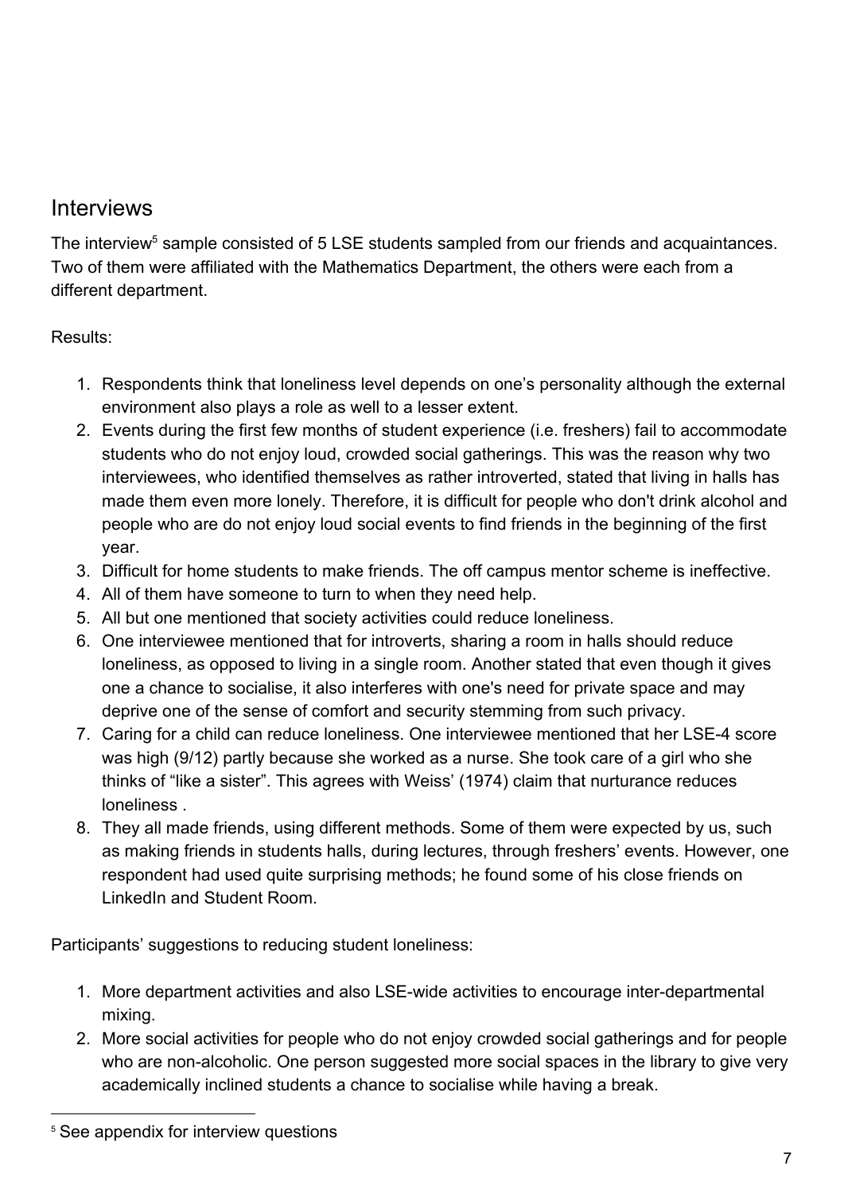## Interviews

The interview[5] sample consisted of 5 LSE students sampled from our friends and acquaintances. Two of them were affiliated with the Mathematics Department, the others were each from a different department.

Results:

1. Respondents think that loneliness level depends on one's personality although the external environment also plays a role as well to a lesser extent.
2. Events during the first few months of student experience (i.e. freshers) fail to accommodate students who do not enjoy loud, crowded social gatherings. This was the reason why two interviewees, who identified themselves as rather introverted, stated that living in halls has made them even more lonely. Therefore, it is difficult for people who don't drink alcohol and people who are do not enjoy loud social events to find friends in the beginning of the first year.
3. Difficult for home students to make friends. The off campus mentor scheme is ineffective.
4. All of them have someone to turn to when they need help.
5. All but one mentioned that society activities could reduce loneliness.
6. One interviewee mentioned that for introverts, sharing a room in halls should reduce loneliness, as opposed to living in a single room. Another stated that even though it gives one a chance to socialise, it also interferes with one's need for private space and may deprive one of the sense of comfort and security stemming from such privacy.
7. Caring for a child can reduce loneliness. One interviewee mentioned that her LSE-4 score was high (9/12) partly because she worked as a nurse. She took care of a girl who she thinks of "like a sister". This agrees with Weiss' (1974) claim that nurturance reduces loneliness .
8. They all made friends, using different methods. Some of them were expected by us, such as making friends in students halls, during lectures, through freshers' events. However, one respondent had used quite surprising methods; he found some of his close friends on LinkedIn and Student Room.

Participants' suggestions to reducing student loneliness:

1. More department activities and also LSE-wide activities to encourage inter-departmental mixing.
2. More social activities for people who do not enjoy crowded social gatherings and for people who are non-alcoholic. One person suggested more social spaces in the library to give very academically inclined students a chance to socialise while having a break.

[5] See appendix for interview questions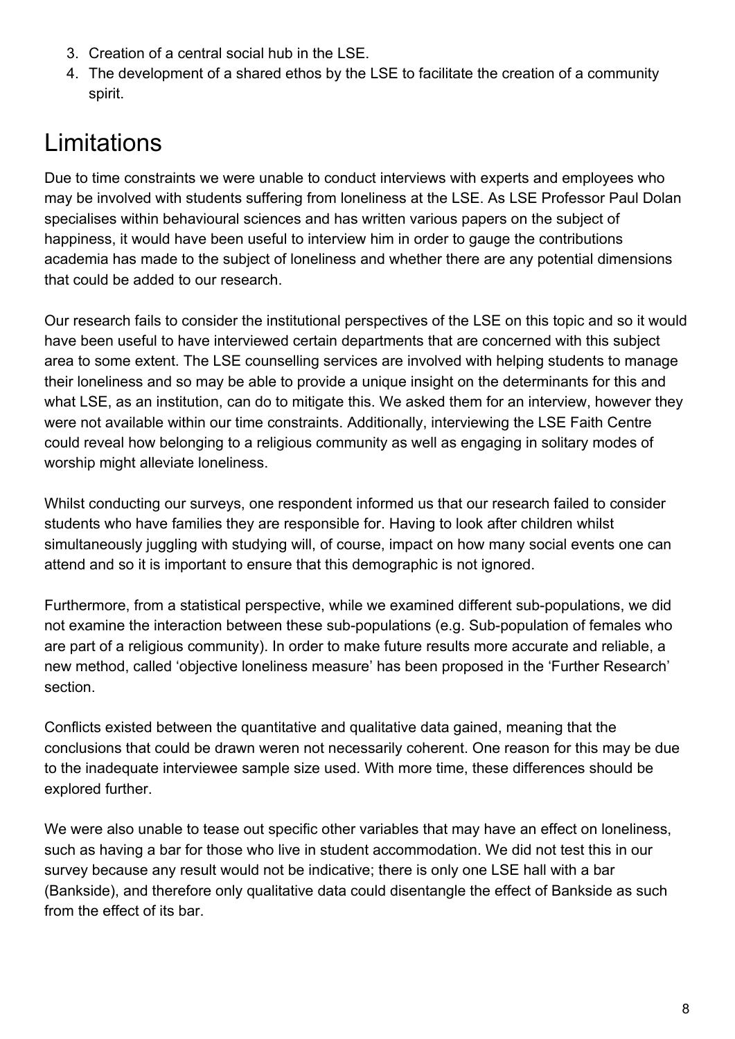3. Creation of a central social hub in the LSE.
4. The development of a shared ethos by the LSE to facilitate the creation of a community spirit.

# Limitations

Due to time constraints we were unable to conduct interviews with experts and employees who may be involved with students suffering from loneliness at the LSE. As LSE Professor Paul Dolan specialises within behavioural sciences and has written various papers on the subject of happiness, it would have been useful to interview him in order to gauge the contributions academia has made to the subject of loneliness and whether there are any potential dimensions that could be added to our research.

Our research fails to consider the institutional perspectives of the LSE on this topic and so it would have been useful to have interviewed certain departments that are concerned with this subject area to some extent. The LSE counselling services are involved with helping students to manage their loneliness and so may be able to provide a unique insight on the determinants for this and what LSE, as an institution, can do to mitigate this. We asked them for an interview, however they were not available within our time constraints. Additionally, interviewing the LSE Faith Centre could reveal how belonging to a religious community as well as engaging in solitary modes of worship might alleviate loneliness.

Whilst conducting our surveys, one respondent informed us that our research failed to consider students who have families they are responsible for. Having to look after children whilst simultaneously juggling with studying will, of course, impact on how many social events one can attend and so it is important to ensure that this demographic is not ignored.

Furthermore, from a statistical perspective, while we examined different sub-populations, we did not examine the interaction between these sub-populations (e.g. Sub-population of females who are part of a religious community). In order to make future results more accurate and reliable, a new method, called 'objective loneliness measure' has been proposed in the 'Further Research' section.

Conflicts existed between the quantitative and qualitative data gained, meaning that the conclusions that could be drawn weren not necessarily coherent. One reason for this may be due to the inadequate interviewee sample size used. With more time, these differences should be explored further.

We were also unable to tease out specific other variables that may have an effect on loneliness, such as having a bar for those who live in student accommodation. We did not test this in our survey because any result would not be indicative; there is only one LSE hall with a bar (Bankside), and therefore only qualitative data could disentangle the effect of Bankside as such from the effect of its bar.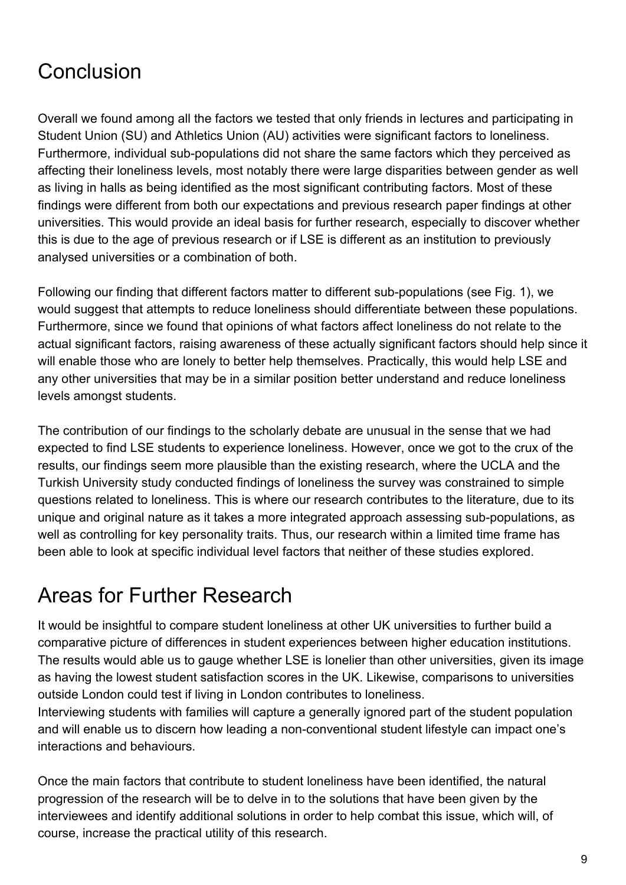# Conclusion

Overall we found among all the factors we tested that only friends in lectures and participating in Student Union (SU) and Athletics Union (AU) activities were significant factors to loneliness. Furthermore, individual sub-populations did not share the same factors which they perceived as affecting their loneliness levels, most notably there were large disparities between gender as well as living in halls as being identified as the most significant contributing factors. Most of these findings were different from both our expectations and previous research paper findings at other universities. This would provide an ideal basis for further research, especially to discover whether this is due to the age of previous research or if LSE is different as an institution to previously analysed universities or a combination of both.

Following our finding that different factors matter to different sub-populations (see Fig. 1), we would suggest that attempts to reduce loneliness should differentiate between these populations. Furthermore, since we found that opinions of what factors affect loneliness do not relate to the actual significant factors, raising awareness of these actually significant factors should help since it will enable those who are lonely to better help themselves. Practically, this would help LSE and any other universities that may be in a similar position better understand and reduce loneliness levels amongst students.

The contribution of our findings to the scholarly debate are unusual in the sense that we had expected to find LSE students to experience loneliness. However, once we got to the crux of the results, our findings seem more plausible than the existing research, where the UCLA and the Turkish University study conducted findings of loneliness the survey was constrained to simple questions related to loneliness. This is where our research contributes to the literature, due to its unique and original nature as it takes a more integrated approach assessing sub-populations, as well as controlling for key personality traits. Thus, our research within a limited time frame has been able to look at specific individual level factors that neither of these studies explored.

# Areas for Further Research

It would be insightful to compare student loneliness at other UK universities to further build a comparative picture of differences in student experiences between higher education institutions. The results would able us to gauge whether LSE is lonelier than other universities, given its image as having the lowest student satisfaction scores in the UK. Likewise, comparisons to universities outside London could test if living in London contributes to loneliness.
Interviewing students with families will capture a generally ignored part of the student population and will enable us to discern how leading a non-conventional student lifestyle can impact one's interactions and behaviours.

Once the main factors that contribute to student loneliness have been identified, the natural progression of the research will be to delve in to the solutions that have been given by the interviewees and identify additional solutions in order to help combat this issue, which will, of course, increase the practical utility of this research.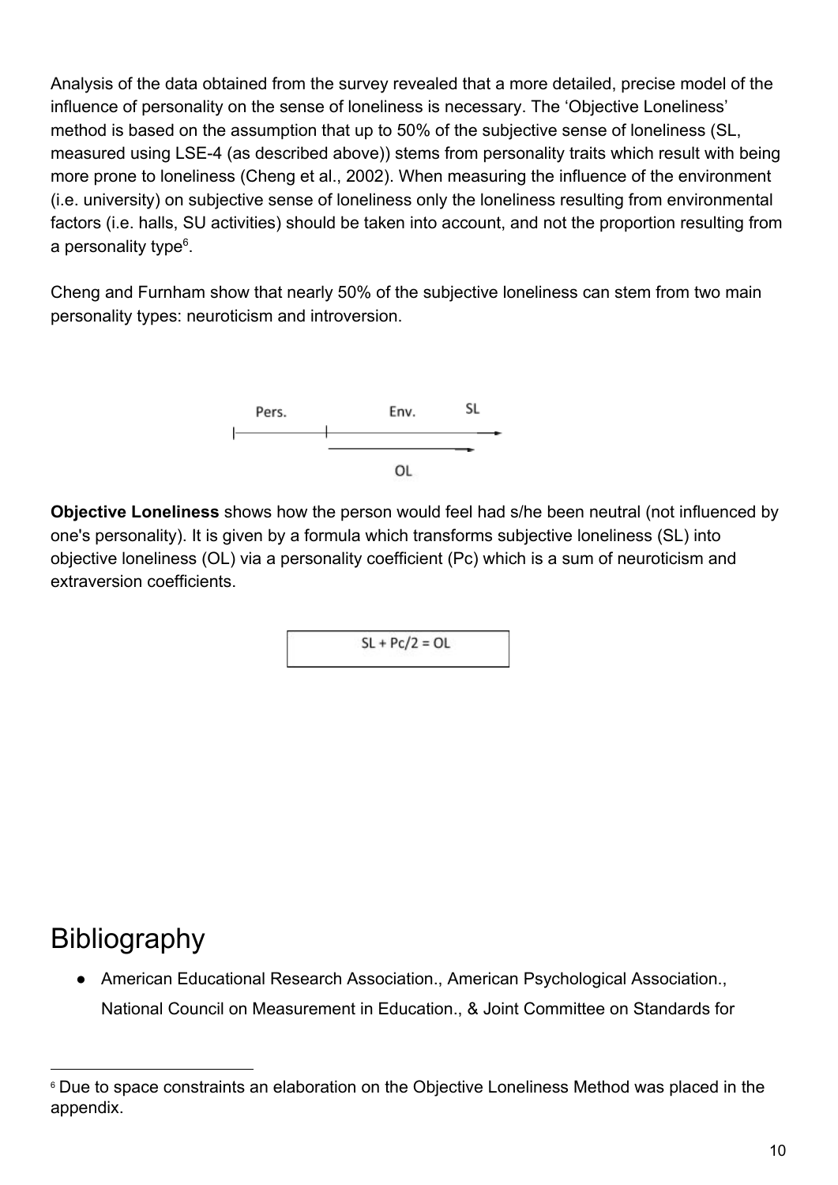Analysis of the data obtained from the survey revealed that a more detailed, precise model of the influence of personality on the sense of loneliness is necessary. The 'Objective Loneliness' method is based on the assumption that up to 50% of the subjective sense of loneliness (SL, measured using LSE-4 (as described above)) stems from personality traits which result with being more prone to loneliness (Cheng et al., 2002). When measuring the influence of the environment (i.e. university) on subjective sense of loneliness only the loneliness resulting from environmental factors (i.e. halls, SU activities) should be taken into account, and not the proportion resulting from a personality type[6].

Cheng and Furnham show that nearly 50% of the subjective loneliness can stem from two main personality types: neuroticism and introversion.

Pers.

Env.

SL

OL

**Objective Loneliness** shows how the person would feel had s/he been neutral (not influenced by one's personality). It is given by a formula which transforms subjective loneliness (SL) into objective loneliness (OL) via a personality coefficient (Pc) which is a sum of neuroticism and extraversion coefficients.

$$SL + Pc/2 = OL$$

# Bibliography

- American Educational Research Association., American Psychological Association., National Council on Measurement in Education., & Joint Committee on Standards for

[6] Due to space constraints an elaboration on the Objective Loneliness Method was placed in the appendix.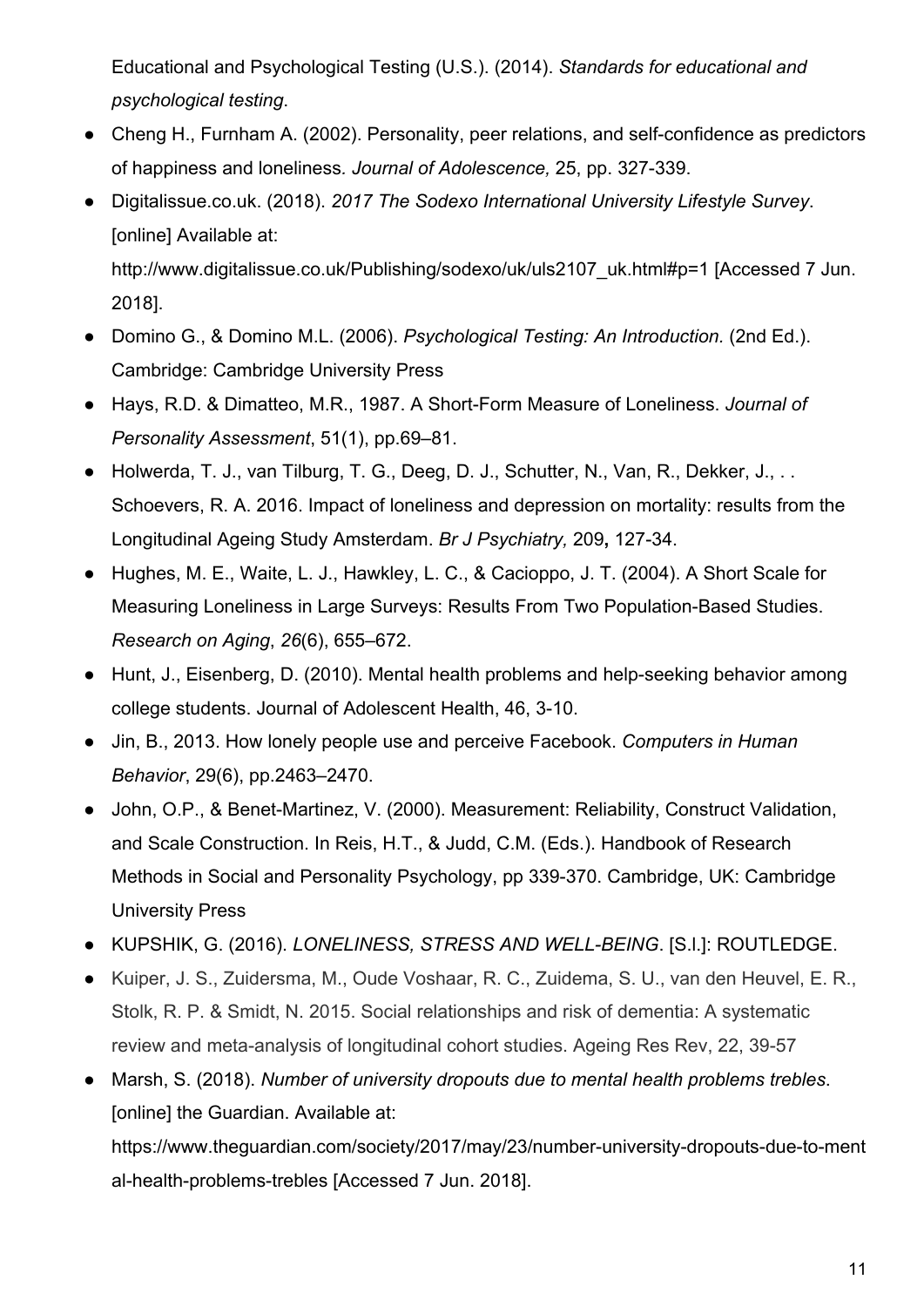Educational and Psychological Testing (U.S.). (2014). *Standards for educational and psychological testing*.

- Cheng H., Furnham A. (2002). Personality, peer relations, and self-confidence as predictors of happiness and loneliness. *Journal of Adolescence,* 25, pp. 327-339.
- Digitalissue.co.uk. (2018). *2017 The Sodexo International University Lifestyle Survey*. [online] Available at: http://www.digitalissue.co.uk/Publishing/sodexo/uk/uls2107_uk.html#p=1 [Accessed 7 Jun. 2018].
- Domino G., & Domino M.L. (2006). *Psychological Testing: An Introduction.* (2nd Ed.). Cambridge: Cambridge University Press
- Hays, R.D. & Dimatteo, M.R., 1987. A Short-Form Measure of Loneliness. *Journal of Personality Assessment*, 51(1), pp.69–81.
- Holwerda, T. J., van Tilburg, T. G., Deeg, D. J., Schutter, N., Van, R., Dekker, J., . . Schoevers, R. A. 2016. Impact of loneliness and depression on mortality: results from the Longitudinal Ageing Study Amsterdam. *Br J Psychiatry,* 209**,** 127-34.
- Hughes, M. E., Waite, L. J., Hawkley, L. C., & Cacioppo, J. T. (2004). A Short Scale for Measuring Loneliness in Large Surveys: Results From Two Population-Based Studies. *Research on Aging*, *26*(6), 655–672.
- Hunt, J., Eisenberg, D. (2010). Mental health problems and help-seeking behavior among college students. Journal of Adolescent Health, 46, 3-10.
- Jin, B., 2013. How lonely people use and perceive Facebook. *Computers in Human Behavior*, 29(6), pp.2463–2470.
- John, O.P., & Benet-Martinez, V. (2000). Measurement: Reliability, Construct Validation, and Scale Construction. In Reis, H.T., & Judd, C.M. (Eds.). Handbook of Research Methods in Social and Personality Psychology, pp 339-370. Cambridge, UK: Cambridge University Press
- KUPSHIK, G. (2016). *LONELINESS, STRESS AND WELL-BEING*. [S.l.]: ROUTLEDGE.
- Kuiper, J. S., Zuidersma, M., Oude Voshaar, R. C., Zuidema, S. U., van den Heuvel, E. R., Stolk, R. P. & Smidt, N. 2015. Social relationships and risk of dementia: A systematic review and meta-analysis of longitudinal cohort studies. Ageing Res Rev, 22, 39-57
- Marsh, S. (2018). *Number of university dropouts due to mental health problems trebles*. [online] the Guardian. Available at: https://www.theguardian.com/society/2017/may/23/number-university-dropouts-due-to-mental-health-problems-trebles [Accessed 7 Jun. 2018].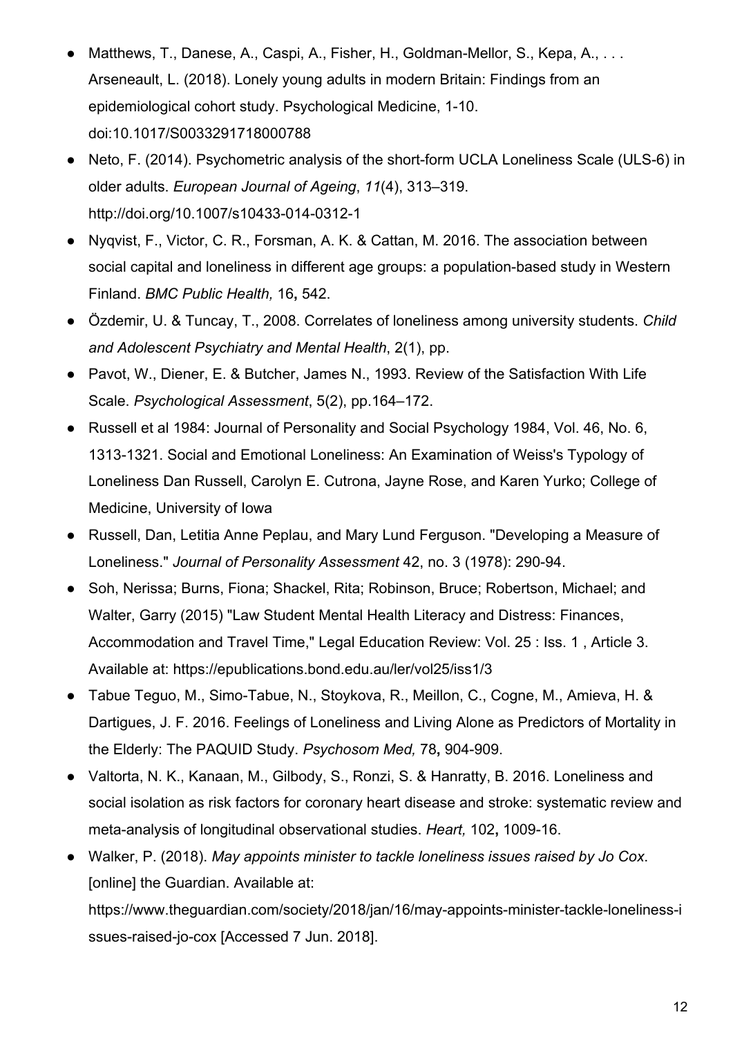- Matthews, T., Danese, A., Caspi, A., Fisher, H., Goldman-Mellor, S., Kepa, A., . . . Arseneault, L. (2018). Lonely young adults in modern Britain: Findings from an epidemiological cohort study. Psychological Medicine, 1-10. doi:10.1017/S0033291718000788
- Neto, F. (2014). Psychometric analysis of the short-form UCLA Loneliness Scale (ULS-6) in older adults. *European Journal of Ageing*, *11*(4), 313–319. http://doi.org/10.1007/s10433-014-0312-1
- Nyqvist, F., Victor, C. R., Forsman, A. K. & Cattan, M. 2016. The association between social capital and loneliness in different age groups: a population-based study in Western Finland. *BMC Public Health,* 16**,** 542.
- Özdemir, U. & Tuncay, T., 2008. Correlates of loneliness among university students. *Child and Adolescent Psychiatry and Mental Health*, 2(1), pp.
- Pavot, W., Diener, E. & Butcher, James N., 1993. Review of the Satisfaction With Life Scale. *Psychological Assessment*, 5(2), pp.164–172.
- Russell et al 1984: Journal of Personality and Social Psychology 1984, Vol. 46, No. 6, 1313-1321. Social and Emotional Loneliness: An Examination of Weiss's Typology of Loneliness Dan Russell, Carolyn E. Cutrona, Jayne Rose, and Karen Yurko; College of Medicine, University of Iowa
- Russell, Dan, Letitia Anne Peplau, and Mary Lund Ferguson. "Developing a Measure of Loneliness." *Journal of Personality Assessment* 42, no. 3 (1978): 290-94.
- Soh, Nerissa; Burns, Fiona; Shackel, Rita; Robinson, Bruce; Robertson, Michael; and Walter, Garry (2015) "Law Student Mental Health Literacy and Distress: Finances, Accommodation and Travel Time," Legal Education Review: Vol. 25 : Iss. 1 , Article 3. Available at: https://epublications.bond.edu.au/ler/vol25/iss1/3
- Tabue Teguo, M., Simo-Tabue, N., Stoykova, R., Meillon, C., Cogne, M., Amieva, H. & Dartigues, J. F. 2016. Feelings of Loneliness and Living Alone as Predictors of Mortality in the Elderly: The PAQUID Study. *Psychosom Med,* 78**,** 904-909.
- Valtorta, N. K., Kanaan, M., Gilbody, S., Ronzi, S. & Hanratty, B. 2016. Loneliness and social isolation as risk factors for coronary heart disease and stroke: systematic review and meta-analysis of longitudinal observational studies. *Heart,* 102**,** 1009-16.
- Walker, P. (2018). *May appoints minister to tackle loneliness issues raised by Jo Cox*. [online] the Guardian. Available at: https://www.theguardian.com/society/2018/jan/16/may-appoints-minister-tackle-loneliness-issues-raised-jo-cox [Accessed 7 Jun. 2018].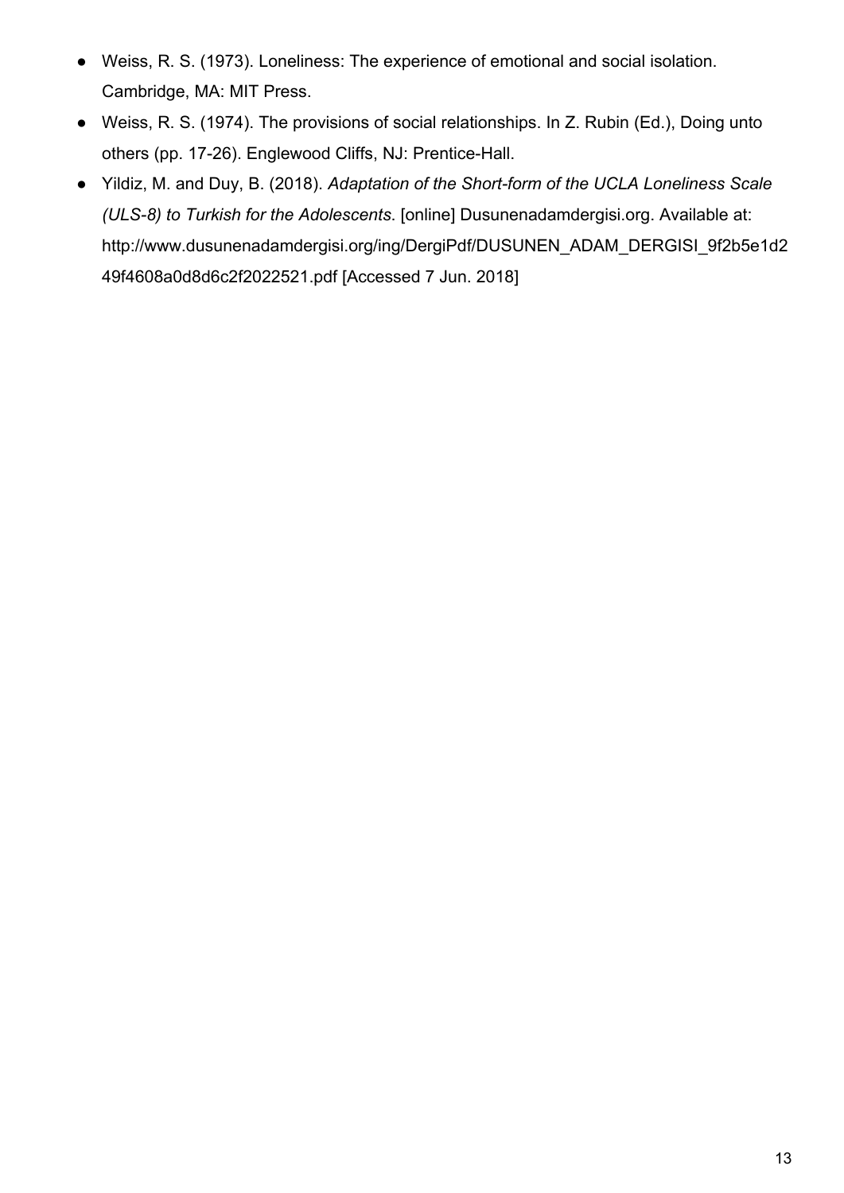- Weiss, R. S. (1973). Loneliness: The experience of emotional and social isolation. Cambridge, MA: MIT Press.
- Weiss, R. S. (1974). The provisions of social relationships. In Z. Rubin (Ed.), Doing unto others (pp. 17-26). Englewood Cliffs, NJ: Prentice-Hall.
- Yildiz, M. and Duy, B. (2018). *Adaptation of the Short-form of the UCLA Loneliness Scale (ULS-8) to Turkish for the Adolescents*. [online] Dusunenadamdergisi.org. Available at: http://www.dusunenadamdergisi.org/ing/DergiPdf/DUSUNEN_ADAM_DERGISI_9f2b5e1d249f4608a0d8d6c2f2022521.pdf [Accessed 7 Jun. 2018]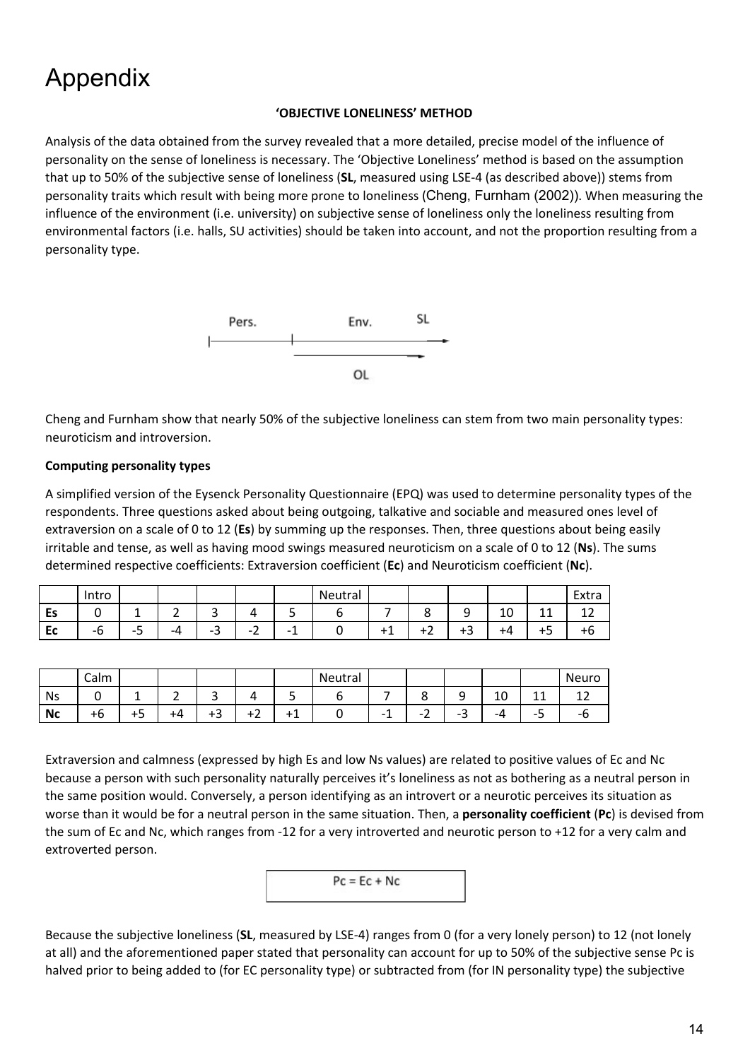# Appendix

**'OBJECTIVE LONELINESS' METHOD**

Analysis of the data obtained from the survey revealed that a more detailed, precise model of the influence of personality on the sense of loneliness is necessary. The 'Objective Loneliness' method is based on the assumption that up to 50% of the subjective sense of loneliness (**SL**, measured using LSE-4 (as described above)) stems from personality traits which result with being more prone to loneliness (Cheng, Furnham (2002)). When measuring the influence of the environment (i.e. university) on subjective sense of loneliness only the loneliness resulting from environmental factors (i.e. halls, SU activities) should be taken into account, and not the proportion resulting from a personality type.

Pers.

Env.

SL

OL

Cheng and Furnham show that nearly 50% of the subjective loneliness can stem from two main personality types: neuroticism and introversion.

**Computing personality types**

A simplified version of the Eysenck Personality Questionnaire (EPQ) was used to determine personality types of the respondents. Three questions asked about being outgoing, talkative and sociable and measured ones level of extraversion on a scale of 0 to 12 (**Es**) by summing up the responses. Then, three questions about being easily irritable and tense, as well as having mood swings measured neuroticism on a scale of 0 to 12 (**Ns**). The sums determined respective coefficients: Extraversion coefficient (**Ec**) and Neuroticism coefficient (**Nc**).

| | Intro | | | | | | Neutral | | | | | | Extra |
|---|---|---|---|---|---|---|---|---|---|---|---|---|---|
| **Es** | 0 | 1 | 2 | 3 | 4 | 5 | 6 | 7 | 8 | 9 | 10 | 11 | 12 |
| **Ec** | -6 | -5 | -4 | -3 | -2 | -1 | 0 | +1 | +2 | +3 | +4 | +5 | +6 |

| | Calm | | | | | | Neutral | | | | | | Neuro |
|---|---|---|---|---|---|---|---|---|---|---|---|---|---|
| Ns | 0 | 1 | 2 | 3 | 4 | 5 | 6 | 7 | 8 | 9 | 10 | 11 | 12 |
| **Nc** | +6 | +5 | +4 | +3 | +2 | +1 | 0 | -1 | -2 | -3 | -4 | -5 | -6 |

Extraversion and calmness (expressed by high Es and low Ns values) are related to positive values of Ec and Nc because a person with such personality naturally perceives it's loneliness as not as bothering as a neutral person in the same position would. Conversely, a person identifying as an introvert or a neurotic perceives its situation as worse than it would be for a neutral person in the same situation. Then, a **personality coefficient** (**Pc**) is devised from the sum of Ec and Nc, which ranges from -12 for a very introverted and neurotic person to +12 for a very calm and extroverted person.

$$Pc = Ec + Nc$$

Because the subjective loneliness (**SL**, measured by LSE-4) ranges from 0 (for a very lonely person) to 12 (not lonely at all) and the aforementioned paper stated that personality can account for up to 50% of the subjective sense Pc is halved prior to being added to (for EC personality type) or subtracted from (for IN personality type) the subjective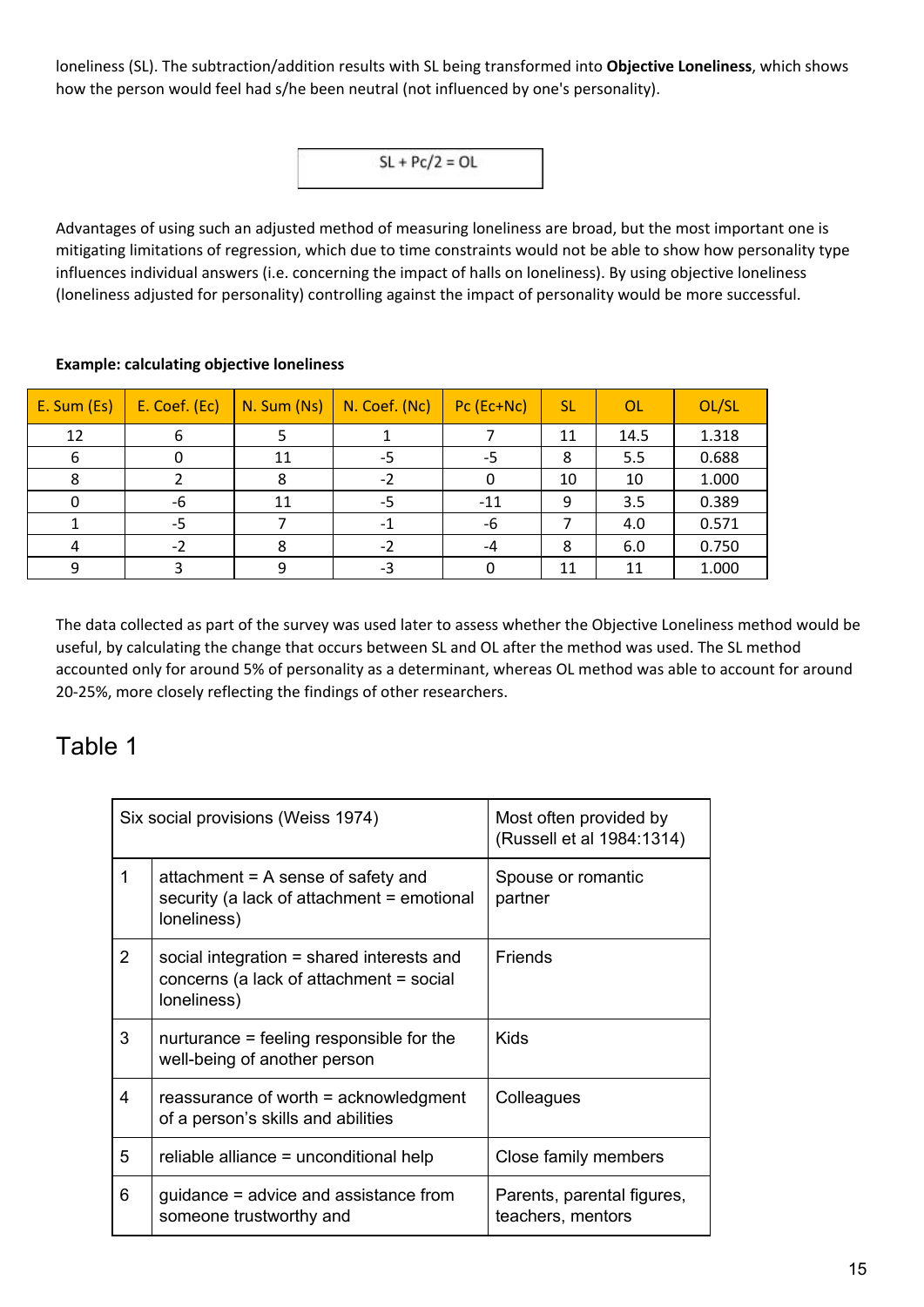loneliness (SL). The subtraction/addition results with SL being transformed into **Objective Loneliness**, which shows how the person would feel had s/he been neutral (not influenced by one's personality).

$$SL + Pc/2 = OL$$

Advantages of using such an adjusted method of measuring loneliness are broad, but the most important one is mitigating limitations of regression, which due to time constraints would not be able to show how personality type influences individual answers (i.e. concerning the impact of halls on loneliness). By using objective loneliness (loneliness adjusted for personality) controlling against the impact of personality would be more successful.

**Example: calculating objective loneliness**

| E. Sum (Es) | E. Coef. (Ec) | N. Sum (Ns) | N. Coef. (Nc) | Pc (Ec+Nc) | SL | OL | OL/SL |
|---|---|---|---|---|---|---|---|
| 12 | 6 | 5 | 1 | 7 | 11 | 14.5 | 1.318 |
| 6 | 0 | 11 | -5 | -5 | 8 | 5.5 | 0.688 |
| 8 | 2 | 8 | -2 | 0 | 10 | 10 | 1.000 |
| 0 | -6 | 11 | -5 | -11 | 9 | 3.5 | 0.389 |
| 1 | -5 | 7 | -1 | -6 | 7 | 4.0 | 0.571 |
| 4 | -2 | 8 | -2 | -4 | 8 | 6.0 | 0.750 |
| 9 | 3 | 9 | -3 | 0 | 11 | 11 | 1.000 |

The data collected as part of the survey was used later to assess whether the Objective Loneliness method would be useful, by calculating the change that occurs between SL and OL after the method was used. The SL method accounted only for around 5% of personality as a determinant, whereas OL method was able to account for around 20-25%, more closely reflecting the findings of other researchers.

# Table 1

| Six social provisions (Weiss 1974) | | Most often provided by (Russell et al 1984:1314) |
|---|---|---|
| 1 | attachment = A sense of safety and security (a lack of attachment = emotional loneliness) | Spouse or romantic partner |
| 2 | social integration = shared interests and concerns (a lack of attachment = social loneliness) | Friends |
| 3 | nurturance = feeling responsible for the well-being of another person | Kids |
| 4 | reassurance of worth = acknowledgment of a person's skills and abilities | Colleagues |
| 5 | reliable alliance = unconditional help | Close family members |
| 6 | guidance = advice and assistance from someone trustworthy and | Parents, parental figures, teachers, mentors |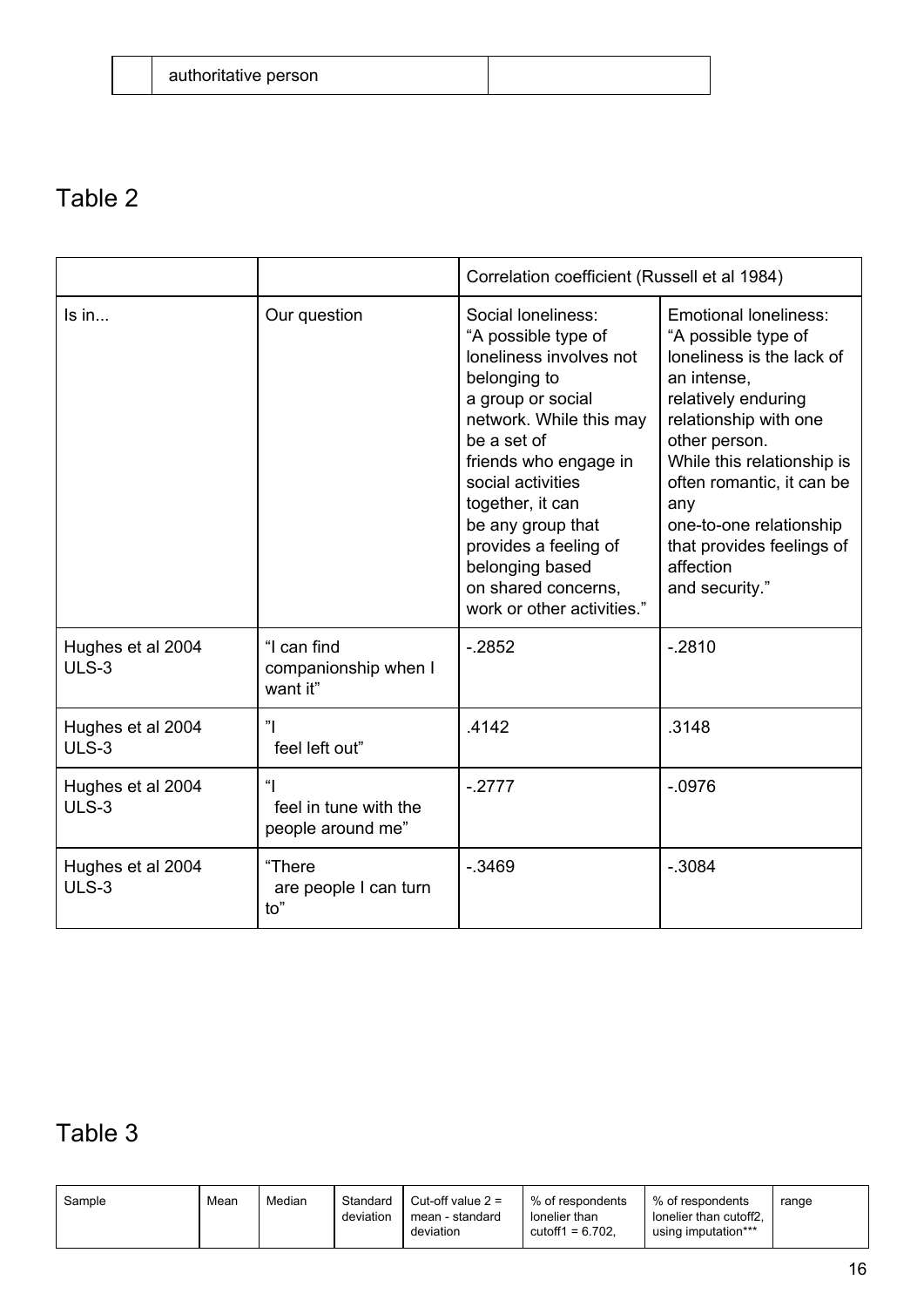| | authoritative person | |
|---|---|---|

## Table 2

| | | Correlation coefficient (Russell et al 1984) | |
|---|---|---|---|
| Is in... | Our question | Social loneliness: "A possible type of loneliness involves not belonging to a group or social network. While this may be a set of friends who engage in social activities together, it can be any group that provides a feeling of belonging based on shared concerns, work or other activities." | Emotional loneliness: "A possible type of loneliness is the lack of an intense, relatively enduring relationship with one other person. While this relationship is often romantic, it can be any one-to-one relationship that provides feelings of affection and security." |
| Hughes et al 2004 ULS-3 | "I can find companionship when I want it" | -.2852 | -.2810 |
| Hughes et al 2004 ULS-3 | "I feel left out" | .4142 | .3148 |
| Hughes et al 2004 ULS-3 | "I feel in tune with the people around me" | -.2777 | -.0976 |
| Hughes et al 2004 ULS-3 | "There are people I can turn to" | -.3469 | -.3084 |

## Table 3

| Sample | Mean | Median | Standard deviation | Cut-off value 2 = mean - standard deviation | % of respondents lonelier than cutoff1 = 6.702, | % of respondents lonelier than cutoff2, using imputation*** | range |
|---|---|---|---|---|---|---|---|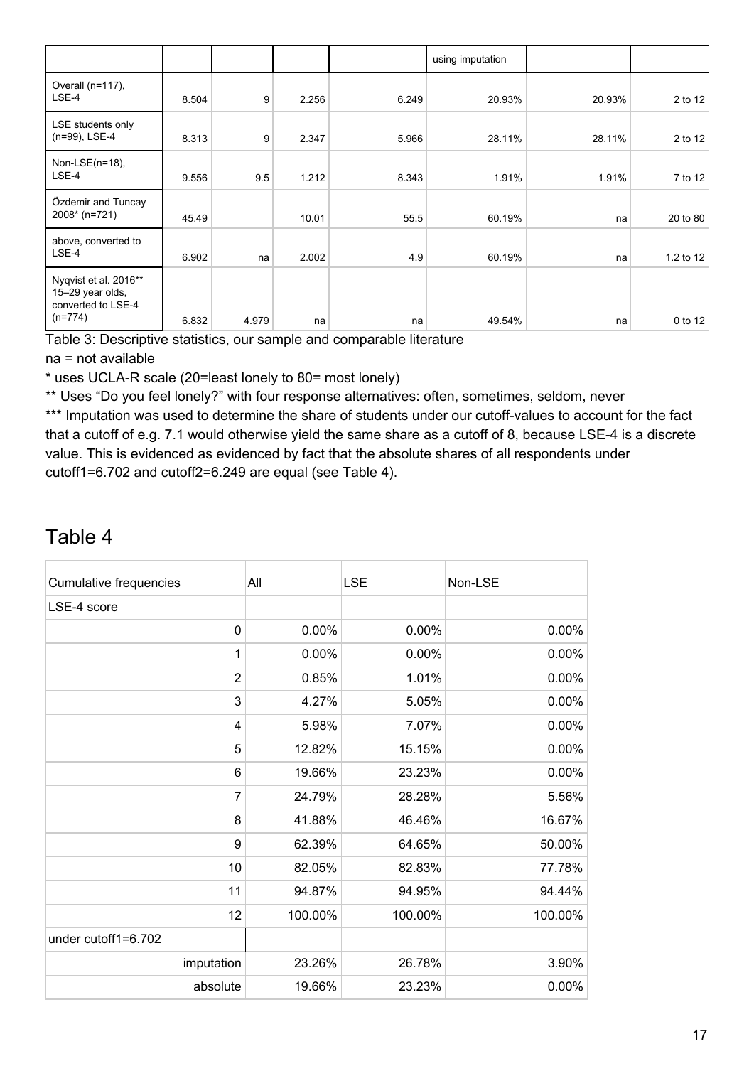| | | | | | using imputation | | |
|---|---|---|---|---|---|---|---|
| Overall (n=117), LSE-4 | 8.504 | 9 | 2.256 | 6.249 | 20.93% | 20.93% | 2 to 12 |
| LSE students only (n=99), LSE-4 | 8.313 | 9 | 2.347 | 5.966 | 28.11% | 28.11% | 2 to 12 |
| Non-LSE(n=18), LSE-4 | 9.556 | 9.5 | 1.212 | 8.343 | 1.91% | 1.91% | 7 to 12 |
| Özdemir and Tuncay 2008* (n=721) | 45.49 | | 10.01 | 55.5 | 60.19% | na | 20 to 80 |
| above, converted to LSE-4 | 6.902 | na | 2.002 | 4.9 | 60.19% | na | 1.2 to 12 |
| Nyqvist et al. 2016** 15–29 year olds, converted to LSE-4 (n=774) | 6.832 | 4.979 | na | na | 49.54% | na | 0 to 12 |

Table 3: Descriptive statistics, our sample and comparable literature

na = not available

* uses UCLA-R scale (20=least lonely to 80= most lonely)

** Uses "Do you feel lonely?" with four response alternatives: often, sometimes, seldom, never

*** Imputation was used to determine the share of students under our cutoff-values to account for the fact that a cutoff of e.g. 7.1 would otherwise yield the same share as a cutoff of 8, because LSE-4 is a discrete value. This is evidenced as evidenced by fact that the absolute shares of all respondents under cutoff1=6.702 and cutoff2=6.249 are equal (see Table 4).

# Table 4

| Cumulative frequencies | All | LSE | Non-LSE |
|---|---|---|---|
| LSE-4 score | | | |
| 0 | 0.00% | 0.00% | 0.00% |
| 1 | 0.00% | 0.00% | 0.00% |
| 2 | 0.85% | 1.01% | 0.00% |
| 3 | 4.27% | 5.05% | 0.00% |
| 4 | 5.98% | 7.07% | 0.00% |
| 5 | 12.82% | 15.15% | 0.00% |
| 6 | 19.66% | 23.23% | 0.00% |
| 7 | 24.79% | 28.28% | 5.56% |
| 8 | 41.88% | 46.46% | 16.67% |
| 9 | 62.39% | 64.65% | 50.00% |
| 10 | 82.05% | 82.83% | 77.78% |
| 11 | 94.87% | 94.95% | 94.44% |
| 12 | 100.00% | 100.00% | 100.00% |
| under cutoff1=6.702 | | | |
| imputation | 23.26% | 26.78% | 3.90% |
| absolute | 19.66% | 23.23% | 0.00% |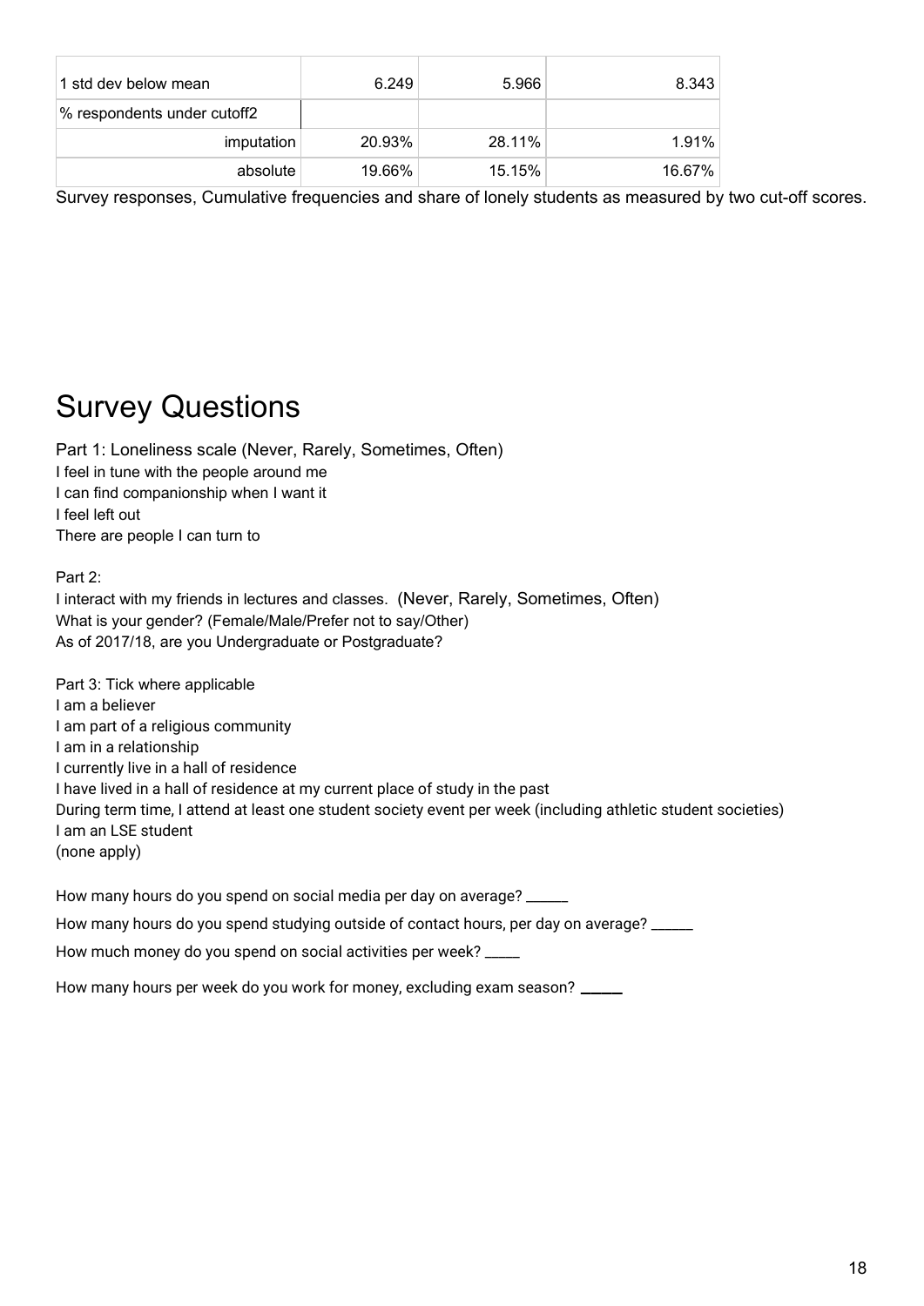| | | | |
|---|---|---|---|
| 1 std dev below mean | 6.249 | 5.966 | 8.343 |
| % respondents under cutoff2 | | | |
| imputation | 20.93% | 28.11% | 1.91% |
| absolute | 19.66% | 15.15% | 16.67% |

Survey responses, Cumulative frequencies and share of lonely students as measured by two cut-off scores.

# Survey Questions

Part 1: Loneliness scale (Never, Rarely, Sometimes, Often)
I feel in tune with the people around me
I can find companionship when I want it
I feel left out
There are people I can turn to

Part 2:
I interact with my friends in lectures and classes. (Never, Rarely, Sometimes, Often)
What is your gender? (Female/Male/Prefer not to say/Other)
As of 2017/18, are you Undergraduate or Postgraduate?

Part 3: Tick where applicable
I am a believer
I am part of a religious community
I am in a relationship
I currently live in a hall of residence
I have lived in a hall of residence at my current place of study in the past
During term time, I attend at least one student society event per week (including athletic student societies)
I am an LSE student
(none apply)

How many hours do you spend on social media per day on average? ______

How many hours do you spend studying outside of contact hours, per day on average? ______

How much money do you spend on social activities per week? _____

How many hours per week do you work for money, excluding exam season? ______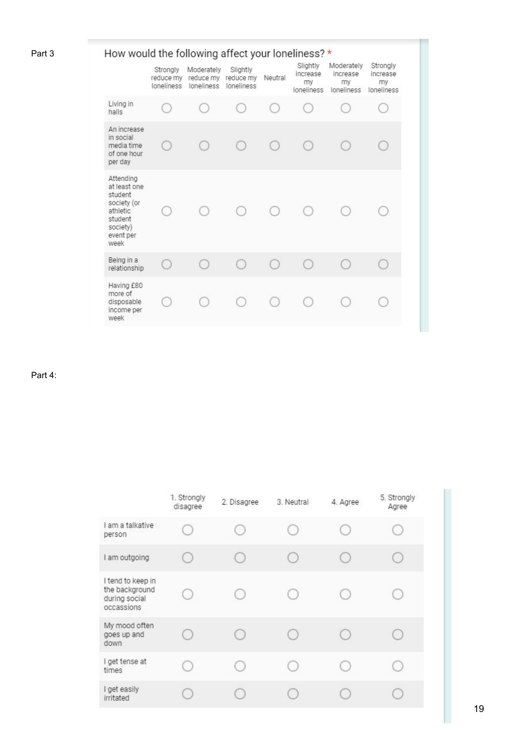Part 3

## How would the following affect your loneliness? *

| | Strongly reduce my loneliness | Moderately reduce my loneliness | Slightly reduce my loneliness | Neutral | Slightly increase my loneliness | Moderately increase my loneliness | Strongly increase my loneliness |
|---|---|---|---|---|---|---|---|
| Living in halls | ○ | ○ | ○ | ○ | ○ | ○ | ○ |
| An increase in social media time of one hour per day | ○ | ○ | ○ | ○ | ○ | ○ | ○ |
| Attending at least one student society (or athletic student society) event per week | ○ | ○ | ○ | ○ | ○ | ○ | ○ |
| Being in a relationship | ○ | ○ | ○ | ○ | ○ | ○ | ○ |
| Having £80 more of disposable income per week | ○ | ○ | ○ | ○ | ○ | ○ | ○ |

Part 4:

| | 1. Strongly disagree | 2. Disagree | 3. Neutral | 4. Agree | 5. Strongly Agree |
|---|---|---|---|---|---|
| I am a talkative person | ○ | ○ | ○ | ○ | ○ |
| I am outgoing | ○ | ○ | ○ | ○ | ○ |
| I tend to keep in the background during social occassions | ○ | ○ | ○ | ○ | ○ |
| My mood often goes up and down | ○ | ○ | ○ | ○ | ○ |
| I get tense at times | ○ | ○ | ○ | ○ | ○ |
| I get easily irritated | ○ | ○ | ○ | ○ | ○ |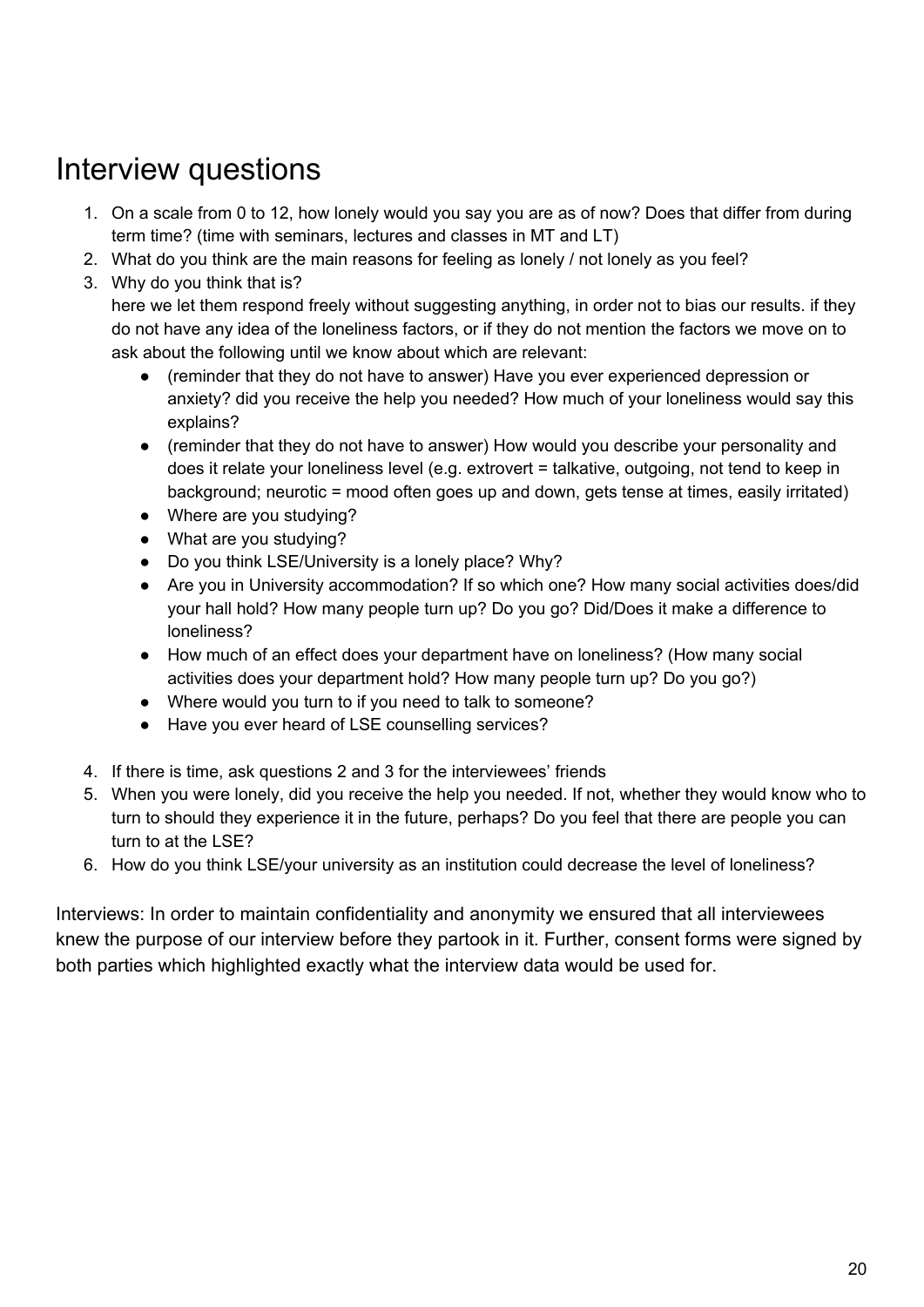# Interview questions

1. On a scale from 0 to 12, how lonely would you say you are as of now? Does that differ from during term time? (time with seminars, lectures and classes in MT and LT)
2. What do you think are the main reasons for feeling as lonely / not lonely as you feel?
3. Why do you think that is?
   here we let them respond freely without suggesting anything, in order not to bias our results. if they do not have any idea of the loneliness factors, or if they do not mention the factors we move on to ask about the following until we know about which are relevant:
   - (reminder that they do not have to answer) Have you ever experienced depression or anxiety? did you receive the help you needed? How much of your loneliness would say this explains?
   - (reminder that they do not have to answer) How would you describe your personality and does it relate your loneliness level (e.g. extrovert = talkative, outgoing, not tend to keep in background; neurotic = mood often goes up and down, gets tense at times, easily irritated)
   - Where are you studying?
   - What are you studying?
   - Do you think LSE/University is a lonely place? Why?
   - Are you in University accommodation? If so which one? How many social activities does/did your hall hold? How many people turn up? Do you go? Did/Does it make a difference to loneliness?
   - How much of an effect does your department have on loneliness? (How many social activities does your department hold? How many people turn up? Do you go?)
   - Where would you turn to if you need to talk to someone?
   - Have you ever heard of LSE counselling services?
4. If there is time, ask questions 2 and 3 for the interviewees' friends
5. When you were lonely, did you receive the help you needed. If not, whether they would know who to turn to should they experience it in the future, perhaps? Do you feel that there are people you can turn to at the LSE?
6. How do you think LSE/your university as an institution could decrease the level of loneliness?

Interviews: In order to maintain confidentiality and anonymity we ensured that all interviewees knew the purpose of our interview before they partook in it. Further, consent forms were signed by both parties which highlighted exactly what the interview data would be used for.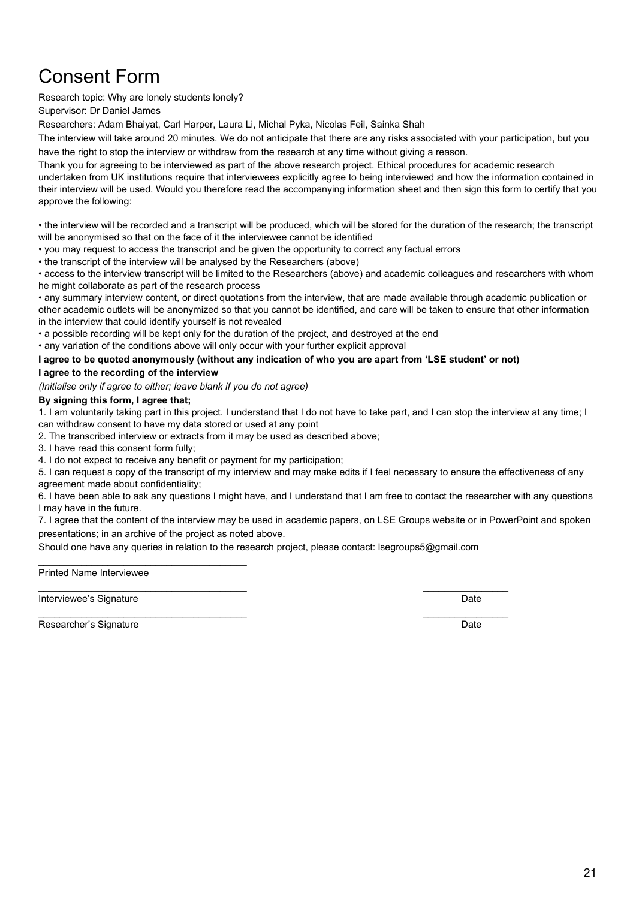# Consent Form

Research topic: Why are lonely students lonely?

Supervisor: Dr Daniel James

Researchers: Adam Bhaiyat, Carl Harper, Laura Li, Michal Pyka, Nicolas Feil, Sainka Shah

The interview will take around 20 minutes. We do not anticipate that there are any risks associated with your participation, but you have the right to stop the interview or withdraw from the research at any time without giving a reason.

Thank you for agreeing to be interviewed as part of the above research project. Ethical procedures for academic research undertaken from UK institutions require that interviewees explicitly agree to being interviewed and how the information contained in their interview will be used. Would you therefore read the accompanying information sheet and then sign this form to certify that you approve the following:

- the interview will be recorded and a transcript will be produced, which will be stored for the duration of the research; the transcript will be anonymised so that on the face of it the interviewee cannot be identified
- you may request to access the transcript and be given the opportunity to correct any factual errors
- the transcript of the interview will be analysed by the Researchers (above)
- access to the interview transcript will be limited to the Researchers (above) and academic colleagues and researchers with whom he might collaborate as part of the research process
- any summary interview content, or direct quotations from the interview, that are made available through academic publication or other academic outlets will be anonymized so that you cannot be identified, and care will be taken to ensure that other information in the interview that could identify yourself is not revealed
- a possible recording will be kept only for the duration of the project, and destroyed at the end
- any variation of the conditions above will only occur with your further explicit approval

**I agree to be quoted anonymously (without any indication of who you are apart from 'LSE student' or not)**

**I agree to the recording of the interview**

*(Initialise only if agree to either; leave blank if you do not agree)*

**By signing this form, I agree that;**

1. I am voluntarily taking part in this project. I understand that I do not have to take part, and I can stop the interview at any time; I can withdraw consent to have my data stored or used at any point
2. The transcribed interview or extracts from it may be used as described above;
3. I have read this consent form fully;
4. I do not expect to receive any benefit or payment for my participation;
5. I can request a copy of the transcript of my interview and may make edits if I feel necessary to ensure the effectiveness of any agreement made about confidentiality;
6. I have been able to ask any questions I might have, and I understand that I am free to contact the researcher with any questions I may have in the future.
7. I agree that the content of the interview may be used in academic papers, on LSE Groups website or in PowerPoint and spoken presentations; in an archive of the project as noted above.

Should one have any queries in relation to the research project, please contact: lsegroups5@gmail.com

\_\_\_\_\_\_\_\_\_\_\_\_\_\_\_\_\_\_\_\_\_\_\_\_\_\_\_\_\_\_\_\_\_\_\_\_\_\_\_\_

Printed Name Interviewee

\_\_\_\_\_\_\_\_\_\_\_\_\_\_\_\_\_\_\_\_\_\_\_\_\_\_\_\_\_\_\_\_\_\_\_\_\_\_\_\_ \_\_\_\_\_\_\_\_\_\_\_\_\_\_\_\_

Interviewee's Signature Date

\_\_\_\_\_\_\_\_\_\_\_\_\_\_\_\_\_\_\_\_\_\_\_\_\_\_\_\_\_\_\_\_\_\_\_\_\_\_\_\_ \_\_\_\_\_\_\_\_\_\_\_\_\_\_\_\_

Researcher's Signature Date